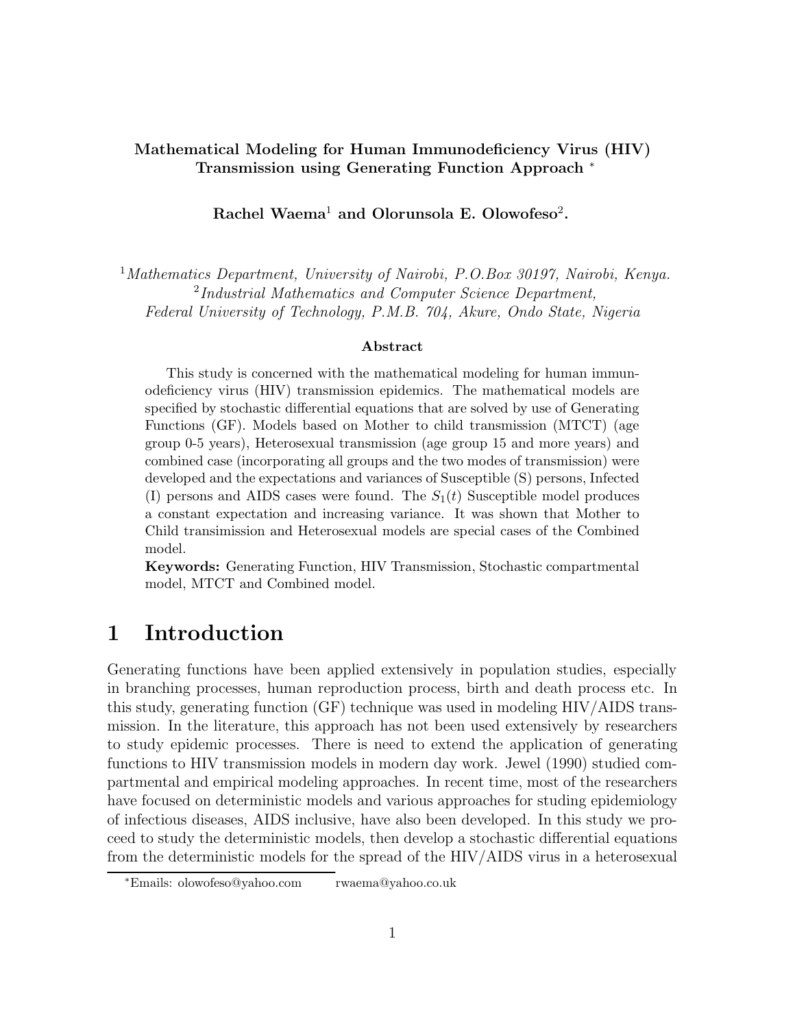**Mathematical Modeling for Human Immunodeficiency Virus (HIV) Transmission using Generating Function Approach** [*]

**Rachel Waema**[1] **and Olorunsola E. Olowofeso**[2]**.**

[1] *Mathematics Department, University of Nairobi, P.O.Box 30197, Nairobi, Kenya.*
[2] *Industrial Mathematics and Computer Science Department, Federal University of Technology, P.M.B. 704, Akure, Ondo State, Nigeria*

**Abstract**

This study is concerned with the mathematical modeling for human immunodeficiency virus (HIV) transmission epidemics. The mathematical models are specified by stochastic differential equations that are solved by use of Generating Functions (GF). Models based on Mother to child transmission (MTCT) (age group 0-5 years), Heterosexual transmission (age group 15 and more years) and combined case (incorporating all groups and the two modes of transmission) were developed and the expectations and variances of Susceptible (S) persons, Infected (I) persons and AIDS cases were found. The $S_1(t)$ Susceptible model produces a constant expectation and increasing variance. It was shown that Mother to Child transimission and Heterosexual models are special cases of the Combined model.

**Keywords:** Generating Function, HIV Transmission, Stochastic compartmental model, MTCT and Combined model.

# 1 Introduction

Generating functions have been applied extensively in population studies, especially in branching processes, human reproduction process, birth and death process etc. In this study, generating function (GF) technique was used in modeling HIV/AIDS transmission. In the literature, this approach has not been used extensively by researchers to study epidemic processes. There is need to extend the application of generating functions to HIV transmission models in modern day work. Jewel (1990) studied compartmental and empirical modeling approaches. In recent time, most of the researchers have focused on deterministic models and various approaches for studing epidemiology of infectious diseases, AIDS inclusive, have also been developed. In this study we proceed to study the deterministic models, then develop a stochastic differential equations from the deterministic models for the spread of the HIV/AIDS virus in a heterosexual

[*] Emails: olowofeso@yahoo.com rwaema@yahoo.co.uk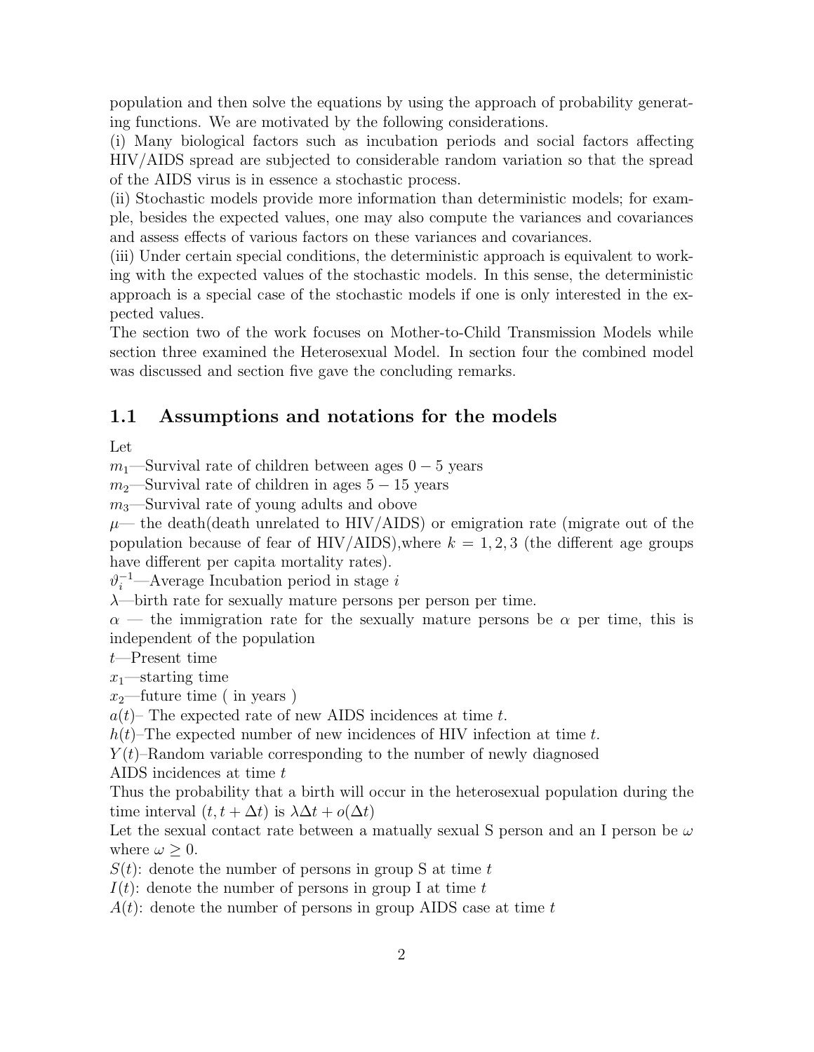population and then solve the equations by using the approach of probability generating functions. We are motivated by the following considerations.

(i) Many biological factors such as incubation periods and social factors affecting HIV/AIDS spread are subjected to considerable random variation so that the spread of the AIDS virus is in essence a stochastic process.

(ii) Stochastic models provide more information than deterministic models; for example, besides the expected values, one may also compute the variances and covariances and assess effects of various factors on these variances and covariances.

(iii) Under certain special conditions, the deterministic approach is equivalent to working with the expected values of the stochastic models. In this sense, the deterministic approach is a special case of the stochastic models if one is only interested in the expected values.

The section two of the work focuses on Mother-to-Child Transmission Models while section three examined the Heterosexual Model. In section four the combined model was discussed and section five gave the concluding remarks.

## 1.1 Assumptions and notations for the models

Let

$m_1$—Survival rate of children between ages $0-5$ years

$m_2$—Survival rate of children in ages $5-15$ years

$m_3$—Survival rate of young adults and obove

$\mu$— the death(death unrelated to HIV/AIDS) or emigration rate (migrate out of the population because of fear of HIV/AIDS),where $k=1,2,3$ (the different age groups have different per capita mortality rates).

$\vartheta_i^{-1}$—Average Incubation period in stage $i$

$\lambda$—birth rate for sexually mature persons per person per time.

$\alpha$ — the immigration rate for the sexually mature persons be $\alpha$ per time, this is independent of the population

$t$—Present time

$x_1$—starting time

$x_2$—future time ( in years )

$a(t)$– The expected rate of new AIDS incidences at time $t$.

$h(t)$–The expected number of new incidences of HIV infection at time $t$.

$Y(t)$–Random variable corresponding to the number of newly diagnosed AIDS incidences at time $t$

Thus the probability that a birth will occur in the heterosexual population during the time interval $(t, t+\Delta t)$ is $\lambda\Delta t + o(\Delta t)$

Let the sexual contact rate between a matually sexual S person and an I person be $\omega$ where $\omega \geq 0$.

$S(t)$: denote the number of persons in group S at time $t$

$I(t)$: denote the number of persons in group I at time $t$

$A(t)$: denote the number of persons in group AIDS case at time $t$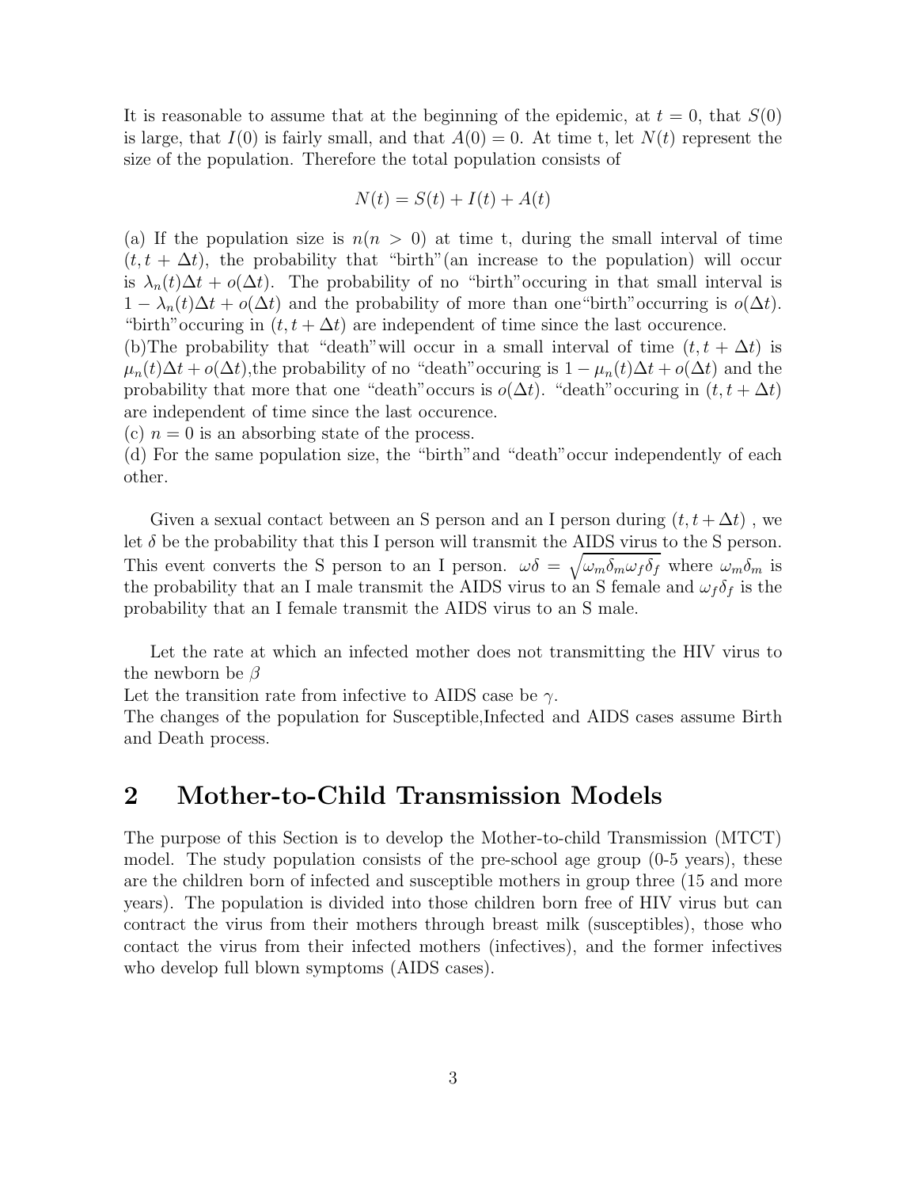It is reasonable to assume that at the beginning of the epidemic, at $t = 0$, that $S(0)$ is large, that $I(0)$ is fairly small, and that $A(0) = 0$. At time t, let $N(t)$ represent the size of the population. Therefore the total population consists of

$$N(t) = S(t) + I(t) + A(t)$$

(a) If the population size is $n(n > 0)$ at time t, during the small interval of time $(t, t + \Delta t)$, the probability that "birth"(an increase to the population) will occur is $\lambda_n(t)\Delta t + o(\Delta t)$. The probability of no "birth"occuring in that small interval is $1 - \lambda_n(t)\Delta t + o(\Delta t)$ and the probability of more than one"birth"occurring is $o(\Delta t)$. "birth"occuring in $(t, t + \Delta t)$ are independent of time since the last occurence.
(b)The probability that "death"will occur in a small interval of time $(t, t + \Delta t)$ is $\mu_n(t)\Delta t + o(\Delta t)$,the probability of no "death"occuring is $1 - \mu_n(t)\Delta t + o(\Delta t)$ and the probability that more that one "death"occurs is $o(\Delta t)$. "death"occuring in $(t, t + \Delta t)$ are independent of time since the last occurence.
(c) $n = 0$ is an absorbing state of the process.
(d) For the same population size, the "birth"and "death"occur independently of each other.

Given a sexual contact between an S person and an I person during $(t, t + \Delta t)$ , we let $\delta$ be the probability that this I person will transmit the AIDS virus to the S person. This event converts the S person to an I person. $\omega\delta = \sqrt{\omega_m\delta_m\omega_f\delta_f}$ where $\omega_m\delta_m$ is the probability that an I male transmit the AIDS virus to an S female and $\omega_f\delta_f$ is the probability that an I female transmit the AIDS virus to an S male.

Let the rate at which an infected mother does not transmitting the HIV virus to the newborn be $\beta$
Let the transition rate from infective to AIDS case be $\gamma$.
The changes of the population for Susceptible,Infected and AIDS cases assume Birth and Death process.

## 2 Mother-to-Child Transmission Models

The purpose of this Section is to develop the Mother-to-child Transmission (MTCT) model. The study population consists of the pre-school age group (0-5 years), these are the children born of infected and susceptible mothers in group three (15 and more years). The population is divided into those children born free of HIV virus but can contract the virus from their mothers through breast milk (susceptibles), those who contact the virus from their infected mothers (infectives), and the former infectives who develop full blown symptoms (AIDS cases).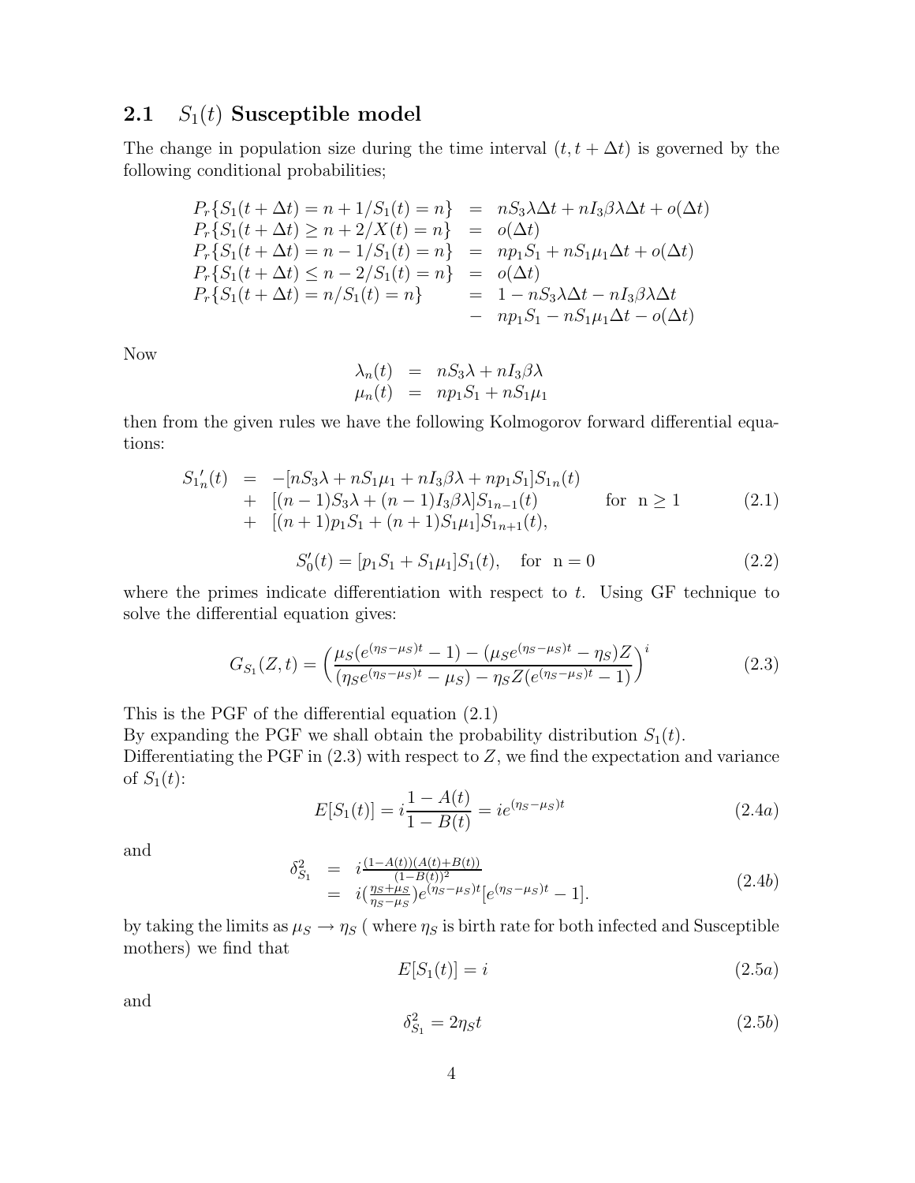### 2.1 $S_1(t)$ Susceptible model

The change in population size during the time interval $(t, t+\Delta t)$ is governed by the following conditional probabilities;

$$
\begin{array}{lcl}
P_r\{S_1(t+\Delta t) = n+1/S_1(t) = n\} & = & nS_3\lambda\Delta t + nI_3\beta\lambda\Delta t + o(\Delta t) \\
P_r\{S_1(t+\Delta t) \geq n+2/X(t) = n\} & = & o(\Delta t) \\
P_r\{S_1(t+\Delta t) = n-1/S_1(t) = n\} & = & np_1S_1 + nS_1\mu_1\Delta t + o(\Delta t) \\
P_r\{S_1(t+\Delta t) \leq n-2/S_1(t) = n\} & = & o(\Delta t) \\
P_r\{S_1(t+\Delta t) = n/S_1(t) = n\} & = & 1 - nS_3\lambda\Delta t - nI_3\beta\lambda\Delta t \\
 & - & np_1S_1 - nS_1\mu_1\Delta t - o(\Delta t)
\end{array}
$$

Now

$$
\begin{array}{lcl}
\lambda_n(t) & = & nS_3\lambda + nI_3\beta\lambda \\
\mu_n(t) & = & np_1S_1 + nS_1\mu_1
\end{array}
$$

then from the given rules we have the following Kolmogorov forward differential equations:

$$
\begin{array}{lcll}
{S_1}'_n(t) & = & -[nS_3\lambda + nS_1\mu_1 + nI_3\beta\lambda + np_1S_1]S_{1n}(t) & \\
 & + & [(n-1)S_3\lambda + (n-1)I_3\beta\lambda]S_{1n-1}(t) \qquad \text{for } n \geq 1 & (2.1) \\
 & + & [(n+1)p_1S_1 + (n+1)S_1\mu_1]S_{1n+1}(t), &
\end{array}
$$

$$
S_0'(t) = [p_1S_1 + S_1\mu_1]S_1(t), \quad \text{for } n = 0 \tag{2.2}
$$

where the primes indicate differentiation with respect to $t$. Using GF technique to solve the differential equation gives:

$$
G_{S_1}(Z,t) = \left(\frac{\mu_S(e^{(\eta_S-\mu_S)t} - 1) - (\mu_S e^{(\eta_S-\mu_S)t} - \eta_S)Z}{(\eta_S e^{(\eta_S-\mu_S)t} - \mu_S) - \eta_S Z(e^{(\eta_S-\mu_S)t} - 1)}\right)^i \tag{2.3}
$$

This is the PGF of the differential equation (2.1)

By expanding the PGF we shall obtain the probability distribution $S_1(t)$.

Differentiating the PGF in (2.3) with respect to $Z$, we find the expectation and variance of $S_1(t)$:

$$
E[S_1(t)] = i\frac{1-A(t)}{1-B(t)} = ie^{(\eta_S-\mu_S)t} \tag{2.4a}
$$

and

$$
\begin{array}{lcl}
\delta^2_{S_1} & = & i\frac{(1-A(t))(A(t)+B(t))}{(1-B(t))^2} \\
 & = & i(\frac{\eta_S+\mu_S}{\eta_S-\mu_S})e^{(\eta_S-\mu_S)t}[e^{(\eta_S-\mu_S)t} - 1].
\end{array} \tag{2.4b}
$$

by taking the limits as $\mu_S \to \eta_S$ ( where $\eta_S$ is birth rate for both infected and Susceptible mothers) we find that

$$
E[S_1(t)] = i \tag{2.5a}
$$

and

$$
\delta^2_{S_1} = 2\eta_S t \tag{2.5b}
$$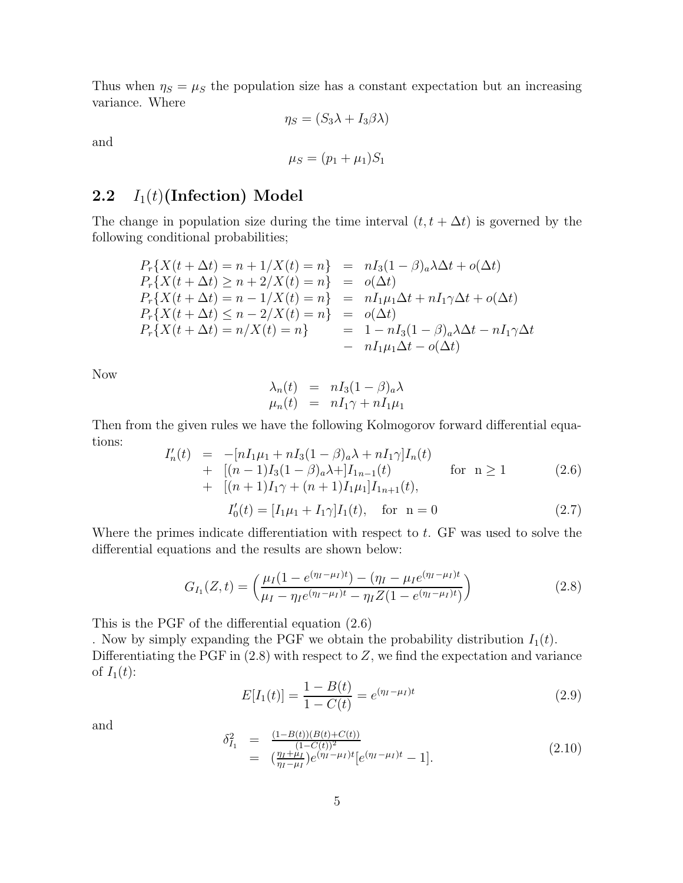Thus when $\eta_S = \mu_S$ the population size has a constant expectation but an increasing variance. Where

$$\eta_S = (S_3\lambda + I_3\beta\lambda)$$

and

$$\mu_S = (p_1 + \mu_1)S_1$$

## 2.2 $I_1(t)$(Infection) Model

The change in population size during the time interval $(t, t+\Delta t)$ is governed by the following conditional probabilities;

$$\begin{aligned}
P_r\{X(t+\Delta t) = n+1/X(t) = n\} &= nI_3(1-\beta)_a\lambda\Delta t + o(\Delta t) \\
P_r\{X(t+\Delta t) \geq n+2/X(t) = n\} &= o(\Delta t) \\
P_r\{X(t+\Delta t) = n-1/X(t) = n\} &= nI_1\mu_1\Delta t + nI_1\gamma\Delta t + o(\Delta t) \\
P_r\{X(t+\Delta t) \leq n-2/X(t) = n\} &= o(\Delta t) \\
P_r\{X(t+\Delta t) = n/X(t) = n\} &= 1 - nI_3(1-\beta)_a\lambda\Delta t - nI_1\gamma\Delta t \\
&- nI_1\mu_1\Delta t - o(\Delta t)
\end{aligned}$$

Now

$$\begin{aligned}
\lambda_n(t) &= nI_3(1-\beta)_a\lambda \\
\mu_n(t) &= nI_1\gamma + nI_1\mu_1
\end{aligned}$$

Then from the given rules we have the following Kolmogorov forward differential equations:

$$\begin{aligned}
I_n'(t) &= -[nI_1\mu_1 + nI_3(1-\beta)_a\lambda + nI_1\gamma]I_n(t) \\
&+ [(n-1)I_3(1-\beta)_a\lambda +]I_{1n-1}(t) \qquad \text{for } n \geq 1 \qquad (2.6) \\
&+ [(n+1)I_1\gamma + (n+1)I_1\mu_1]I_{1n+1}(t),
\end{aligned}$$

$$I_0'(t) = [I_1\mu_1 + I_1\gamma]I_1(t), \quad \text{for } n = 0 \tag{2.7}$$

Where the primes indicate differentiation with respect to $t$. GF was used to solve the differential equations and the results are shown below:

$$G_{I_1}(Z,t) = \left(\frac{\mu_I(1-e^{(\eta_I-\mu_I)t}) - (\eta_I - \mu_I e^{(\eta_I-\mu_I)t}}{\mu_I - \eta_I e^{(\eta_I-\mu_I)t} - \eta_I Z(1-e^{(\eta_I-\mu_I)t})}\right) \tag{2.8}$$

This is the PGF of the differential equation (2.6)

. Now by simply expanding the PGF we obtain the probability distribution $I_1(t)$. Differentiating the PGF in (2.8) with respect to $Z$, we find the expectation and variance of $I_1(t)$:

$$E[I_1(t)] = \frac{1-B(t)}{1-C(t)} = e^{(\eta_I-\mu_I)t} \tag{2.9}$$

and

$$\begin{aligned}
\delta_{I_1}^2 &= \frac{(1-B(t))(B(t)+C(t))}{(1-C(t))^2} \\
&= (\tfrac{\eta_I+\mu_I}{\eta_I-\mu_I})e^{(\eta_I-\mu_I)t}[e^{(\eta_I-\mu_I)t} - 1].
\end{aligned} \tag{2.10}$$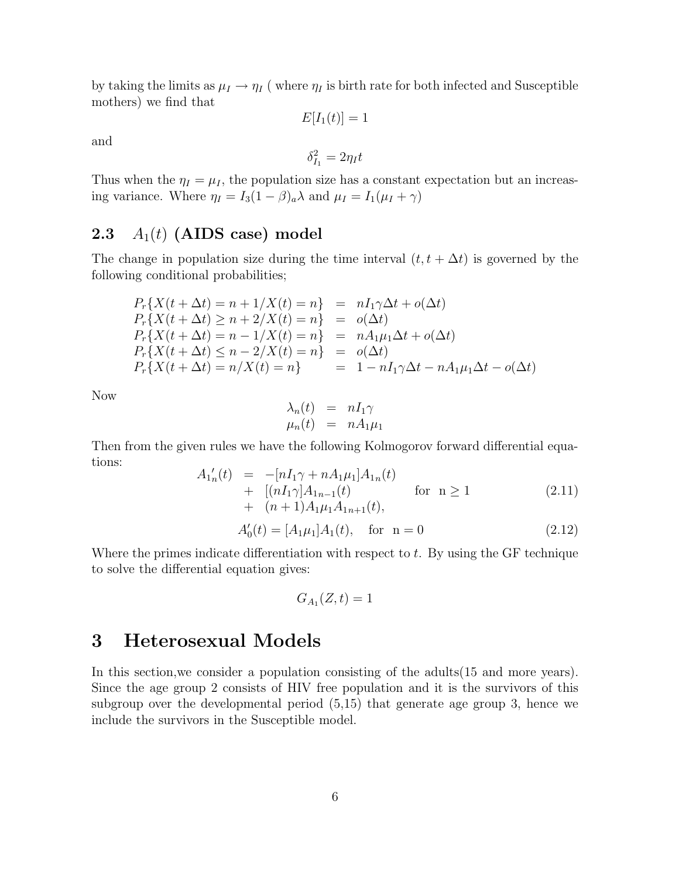by taking the limits as $\mu_I \rightarrow \eta_I$ ( where $\eta_I$ is birth rate for both infected and Susceptible mothers) we find that

$$E[I_1(t)] = 1$$

and

$$\delta_{I_1}^2 = 2\eta_I t$$

Thus when the $\eta_I = \mu_I$, the population size has a constant expectation but an increasing variance. Where $\eta_I = I_3(1-\beta)_a\lambda$ and $\mu_I = I_1(\mu_I + \gamma)$

## 2.3 $A_1(t)$ (AIDS case) model

The change in population size during the time interval $(t, t+\Delta t)$ is governed by the following conditional probabilities;

$$\begin{aligned}
P_r\{X(t+\Delta t) = n+1/X(t) = n\} &= nI_1\gamma\Delta t + o(\Delta t) \\
P_r\{X(t+\Delta t) \geq n+2/X(t) = n\} &= o(\Delta t) \\
P_r\{X(t+\Delta t) = n-1/X(t) = n\} &= nA_1\mu_1\Delta t + o(\Delta t) \\
P_r\{X(t+\Delta t) \leq n-2/X(t) = n\} &= o(\Delta t) \\
P_r\{X(t+\Delta t) = n/X(t) = n\} &= 1 - nI_1\gamma\Delta t - nA_1\mu_1\Delta t - o(\Delta t)
\end{aligned}$$

Now

$$\begin{aligned}
\lambda_n(t) &= nI_1\gamma \\
\mu_n(t) &= nA_1\mu_1
\end{aligned}$$

Then from the given rules we have the following Kolmogorov forward differential equations:

$$\begin{aligned}
A_{1_n}'(t) &= -[nI_1\gamma + nA_1\mu_1]A_{1_n}(t) \\
&+ [(nI_1\gamma]A_{1_{n-1}}(t) \qquad \text{for } n \geq 1 \\
&+ (n+1)A_1\mu_1A_{1_{n+1}}(t),
\end{aligned} \tag{2.11}$$

$$A_0'(t) = [A_1\mu_1]A_1(t), \quad \text{for } n = 0 \tag{2.12}$$

Where the primes indicate differentiation with respect to $t$. By using the GF technique to solve the differential equation gives:

$$G_{A_1}(Z, t) = 1$$

# 3 Heterosexual Models

In this section,we consider a population consisting of the adults(15 and more years). Since the age group 2 consists of HIV free population and it is the survivors of this subgroup over the developmental period (5,15) that generate age group 3, hence we include the survivors in the Susceptible model.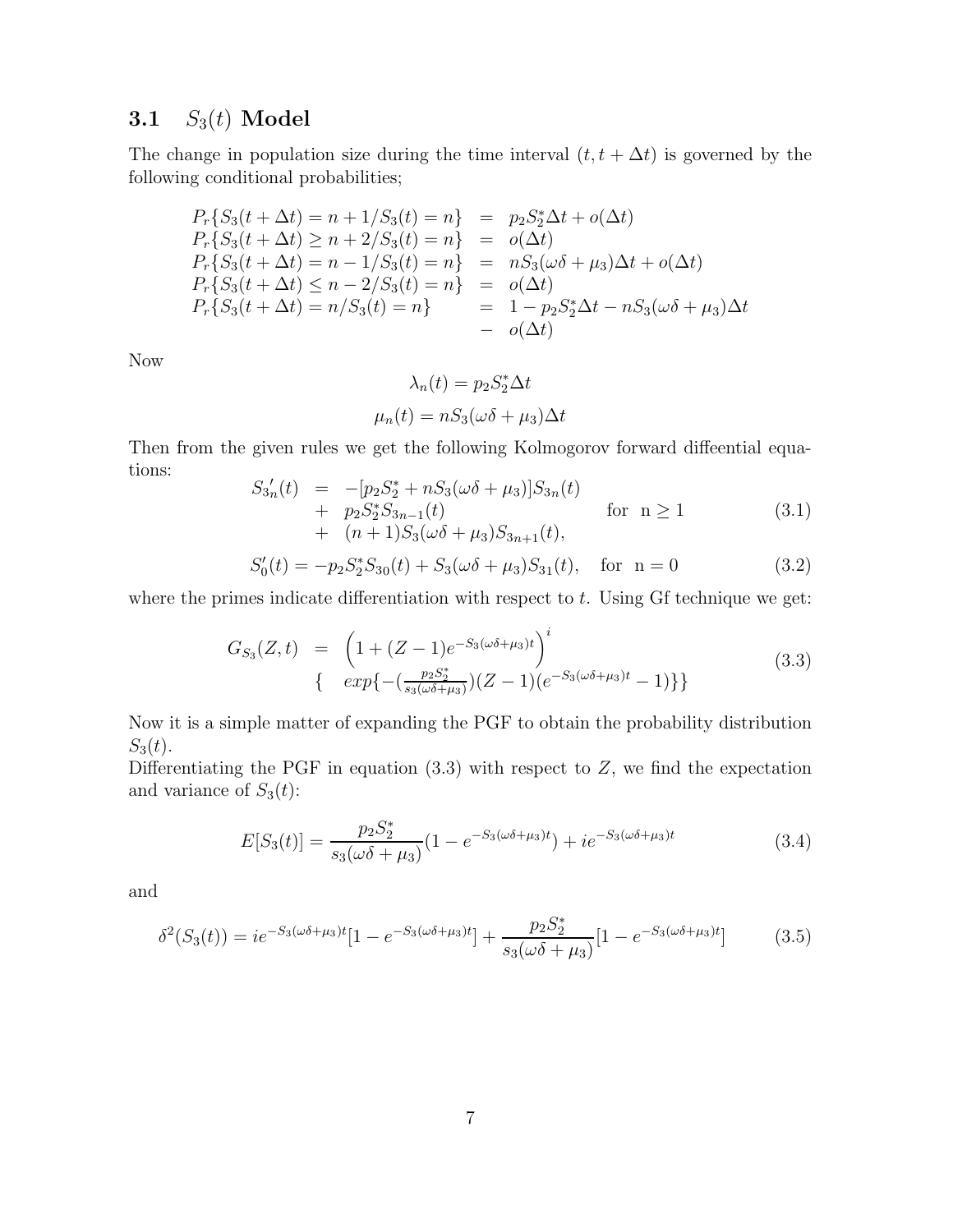### 3.1 $S_3(t)$ Model

The change in population size during the time interval $(t, t+\Delta t)$ is governed by the following conditional probabilities;

$$
\begin{aligned}
P_r\{S_3(t+\Delta t) = n+1/S_3(t) = n\} &= p_2 S_2^* \Delta t + o(\Delta t) \\
P_r\{S_3(t+\Delta t) \geq n+2/S_3(t) = n\} &= o(\Delta t) \\
P_r\{S_3(t+\Delta t) = n-1/S_3(t) = n\} &= nS_3(\omega\delta + \mu_3)\Delta t + o(\Delta t) \\
P_r\{S_3(t+\Delta t) \leq n-2/S_3(t) = n\} &= o(\Delta t) \\
P_r\{S_3(t+\Delta t) = n/S_3(t) = n\} &= 1 - p_2 S_2^* \Delta t - nS_3(\omega\delta + \mu_3)\Delta t \\
&- \; o(\Delta t)
\end{aligned}
$$

Now

$$\lambda_n(t) = p_2 S_2^* \Delta t$$

$$\mu_n(t) = nS_3(\omega\delta + \mu_3)\Delta t$$

Then from the given rules we get the following Kolmogorov forward diffeential equations:

$$
\begin{aligned}
S_{3n}'(t) &= -[p_2 S_2^* + nS_3(\omega\delta + \mu_3)]S_{3n}(t) \\
&+ \; p_2 S_2^* S_{3n-1}(t) \qquad\qquad \text{for } \; n \geq 1 \\
&+ \; (n+1)S_3(\omega\delta + \mu_3)S_{3n+1}(t),
\end{aligned}
\tag{3.1}
$$

$$S_0'(t) = -p_2 S_2^* S_{30}(t) + S_3(\omega\delta + \mu_3)S_{31}(t), \quad \text{for } \; n = 0 \tag{3.2}$$

where the primes indicate differentiation with respect to $t$. Using Gf technique we get:

$$
\begin{aligned}
G_{S_3}(Z,t) &= \left(1 + (Z-1)e^{-S_3(\omega\delta+\mu_3)t}\right)^i \\
&\{ \quad exp\{-(\tfrac{p_2 S_2^*}{s_3(\omega\delta+\mu_3)})(Z-1)(e^{-S_3(\omega\delta+\mu_3)t} - 1)\}\}
\end{aligned}
\tag{3.3}
$$

Now it is a simple matter of expanding the PGF to obtain the probability distribution $S_3(t)$.

Differentiating the PGF in equation (3.3) with respect to $Z$, we find the expectation and variance of $S_3(t)$:

$$E[S_3(t)] = \frac{p_2 S_2^*}{s_3(\omega\delta + \mu_3)}(1 - e^{-S_3(\omega\delta+\mu_3)t}) + ie^{-S_3(\omega\delta+\mu_3)t} \tag{3.4}$$

and

$$\delta^2(S_3(t)) = ie^{-S_3(\omega\delta+\mu_3)t}[1 - e^{-S_3(\omega\delta+\mu_3)t}] + \frac{p_2 S_2^*}{s_3(\omega\delta + \mu_3)}[1 - e^{-S_3(\omega\delta+\mu_3)t}] \tag{3.5}$$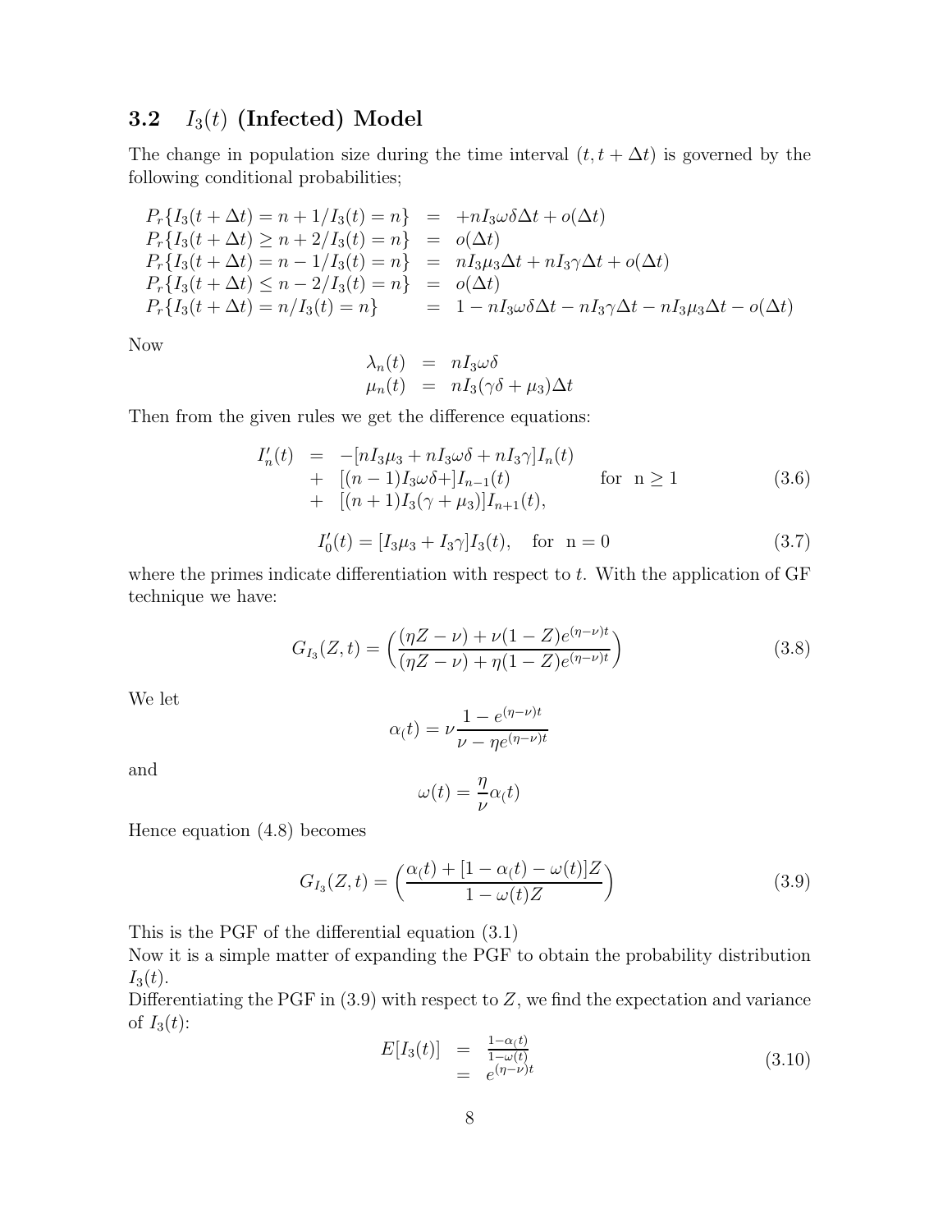## 3.2 $I_3(t)$ (Infected) Model

The change in population size during the time interval $(t, t+\Delta t)$ is governed by the following conditional probabilities;

$$
\begin{array}{lcl}
P_r\{I_3(t+\Delta t) = n+1/I_3(t) = n\} & = & +nI_3\omega\delta\Delta t + o(\Delta t) \\
P_r\{I_3(t+\Delta t) \geq n+2/I_3(t) = n\} & = & o(\Delta t) \\
P_r\{I_3(t+\Delta t) = n-1/I_3(t) = n\} & = & nI_3\mu_3\Delta t + nI_3\gamma\Delta t + o(\Delta t) \\
P_r\{I_3(t+\Delta t) \leq n-2/I_3(t) = n\} & = & o(\Delta t) \\
P_r\{I_3(t+\Delta t) = n/I_3(t) = n\} & = & 1 - nI_3\omega\delta\Delta t - nI_3\gamma\Delta t - nI_3\mu_3\Delta t - o(\Delta t)
\end{array}
$$

Now

$$
\begin{array}{lcl}
\lambda_n(t) & = & nI_3\omega\delta \\
\mu_n(t) & = & nI_3(\gamma\delta + \mu_3)\Delta t
\end{array}
$$

Then from the given rules we get the difference equations:

$$
\begin{array}{lcl}
I_n'(t) & = & -[nI_3\mu_3 + nI_3\omega\delta + nI_3\gamma]I_n(t) \\
& + & [(n-1)I_3\omega\delta+]I_{n-1}(t) \qquad \text{for } \ n \geq 1 \\
& + & [(n+1)I_3(\gamma+\mu_3)]I_{n+1}(t),
\end{array}
\tag{3.6}
$$

$$
I_0'(t) = [I_3\mu_3 + I_3\gamma]I_3(t), \quad \text{for } \ n = 0 \tag{3.7}
$$

where the primes indicate differentiation with respect to $t$. With the application of GF technique we have:

$$
G_{I_3}(Z,t) = \Big(\frac{(\eta Z - \nu) + \nu(1-Z)e^{(\eta-\nu)t}}{(\eta Z - \nu) + \eta(1-Z)e^{(\eta-\nu)t}}\Big) \tag{3.8}
$$

We let

$$
\alpha_(t) = \nu\frac{1 - e^{(\eta-\nu)t}}{\nu - \eta e^{(\eta-\nu)t}}
$$

and

$$
\omega(t) = \frac{\eta}{\nu}\alpha_(t)
$$

Hence equation (4.8) becomes

$$
G_{I_3}(Z,t) = \Big(\frac{\alpha_(t) + [1 - \alpha_(t) - \omega(t)]Z}{1 - \omega(t)Z}\Big) \tag{3.9}
$$

This is the PGF of the differential equation (3.1)

Now it is a simple matter of expanding the PGF to obtain the probability distribution $I_3(t)$.

Differentiating the PGF in (3.9) with respect to $Z$, we find the expectation and variance of $I_3(t)$:

$$
\begin{array}{lcl}
E[I_3(t)] & = & \frac{1-\alpha_(t)}{1-\omega(t)} \\
& = & e^{(\eta-\nu)t}
\end{array}
\tag{3.10}
$$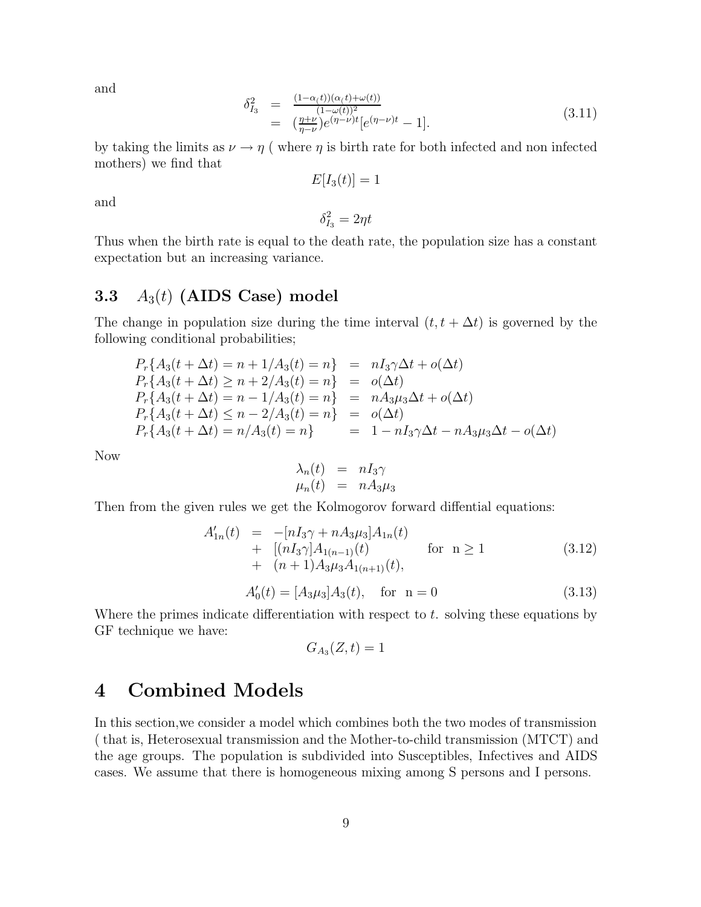and

$$
\begin{aligned}
\delta_{I_3}^2 &= \frac{(1-\alpha_(t))(\alpha_(t)+\omega(t))}{(1-\omega(t))^2} \\
&= (\frac{\eta+\nu}{\eta-\nu})e^{(\eta-\nu)t}[e^{(\eta-\nu)t}-1].
\end{aligned} \tag{3.11}
$$

by taking the limits as $\nu \to \eta$ ( where $\eta$ is birth rate for both infected and non infected mothers) we find that

$$E[I_3(t)] = 1$$

and

$$\delta_{I_3}^2 = 2\eta t$$

Thus when the birth rate is equal to the death rate, the population size has a constant expectation but an increasing variance.

### 3.3 $A_3(t)$ (AIDS Case) model

The change in population size during the time interval $(t, t+\Delta t)$ is governed by the following conditional probabilities;

$$
\begin{aligned}
P_r\{A_3(t+\Delta t) = n+1/A_3(t) = n\} &= nI_3\gamma\Delta t + o(\Delta t) \\
P_r\{A_3(t+\Delta t) \geq n+2/A_3(t) = n\} &= o(\Delta t) \\
P_r\{A_3(t+\Delta t) = n-1/A_3(t) = n\} &= nA_3\mu_3\Delta t + o(\Delta t) \\
P_r\{A_3(t+\Delta t) \leq n-2/A_3(t) = n\} &= o(\Delta t) \\
P_r\{A_3(t+\Delta t) = n/A_3(t) = n\} &= 1 - nI_3\gamma\Delta t - nA_3\mu_3\Delta t - o(\Delta t)
\end{aligned}
$$

Now

$$
\begin{aligned}
\lambda_n(t) &= nI_3\gamma \\
\mu_n(t) &= nA_3\mu_3
\end{aligned}
$$

Then from the given rules we get the Kolmogorov forward diffential equations:

$$
\begin{aligned}
A'_{1n}(t) &= -[nI_3\gamma + nA_3\mu_3]A_{1n}(t) \\
&+ \ [(nI_3\gamma]A_{1(n-1)}(t) \qquad \text{for } n \geq 1 \\
&+ \ (n+1)A_3\mu_3A_{1(n+1)}(t),
\end{aligned} \tag{3.12}
$$

$$A'_0(t) = [A_3\mu_3]A_3(t), \quad \text{for } n = 0 \tag{3.13}$$

Where the primes indicate differentiation with respect to $t$. solving these equations by GF technique we have:

$$G_{A_3}(Z,t) = 1$$

# 4 Combined Models

In this section,we consider a model which combines both the two modes of transmission ( that is, Heterosexual transmission and the Mother-to-child transmission (MTCT) and the age groups. The population is subdivided into Susceptibles, Infectives and AIDS cases. We assume that there is homogeneous mixing among S persons and I persons.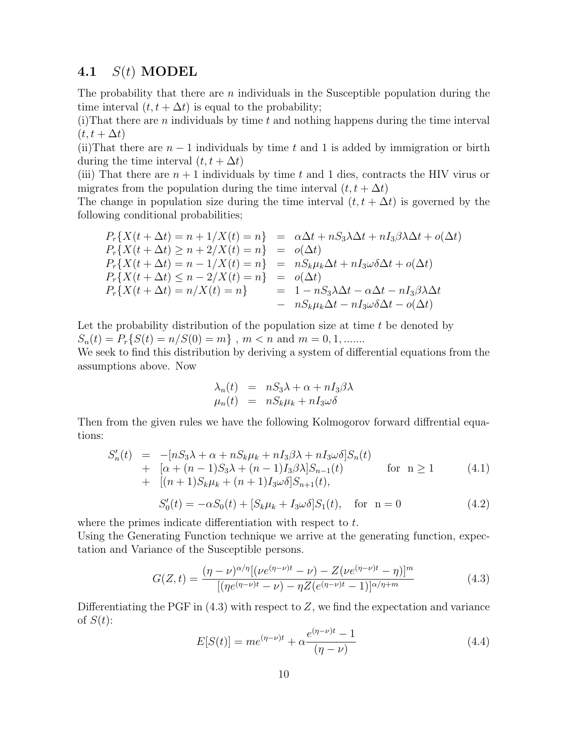### 4.1 $S(t)$ MODEL

The probability that there are $n$ individuals in the Susceptible population during the time interval $(t, t + \Delta t)$ is equal to the probability;

(i)That there are $n$ individuals by time $t$ and nothing happens during the time interval $(t, t + \Delta t)$

(ii)That there are $n - 1$ individuals by time $t$ and 1 is added by immigration or birth during the time interval $(t, t + \Delta t)$

(iii) That there are $n + 1$ individuals by time $t$ and 1 dies, contracts the HIV virus or migrates from the population during the time interval $(t, t + \Delta t)$

The change in population size during the time interval $(t, t + \Delta t)$ is governed by the following conditional probabilities;

$$
\begin{aligned}
P_r\{X(t+\Delta t) = n+1/X(t) = n\} &= \alpha\Delta t + nS_3\lambda\Delta t + nI_3\beta\lambda\Delta t + o(\Delta t) \\
P_r\{X(t+\Delta t) \geq n+2/X(t) = n\} &= o(\Delta t) \\
P_r\{X(t+\Delta t) = n-1/X(t) = n\} &= nS_k\mu_k\Delta t + nI_3\omega\delta\Delta t + o(\Delta t) \\
P_r\{X(t+\Delta t) \leq n-2/X(t) = n\} &= o(\Delta t) \\
P_r\{X(t+\Delta t) = n/X(t) = n\} &= 1 - nS_3\lambda\Delta t - \alpha\Delta t - nI_3\beta\lambda\Delta t \\
&- nS_k\mu_k\Delta t - nI_3\omega\delta\Delta t - o(\Delta t)
\end{aligned}
$$

Let the probability distribution of the population size at time $t$ be denoted by $S_n(t) = P_r\{S(t) = n/S(0) = m\}$ , $m < n$ and $m = 0, 1, .......$

We seek to find this distribution by deriving a system of differential equations from the assumptions above. Now

$$
\begin{aligned}
\lambda_n(t) &= nS_3\lambda + \alpha + nI_3\beta\lambda \\
\mu_n(t) &= nS_k\mu_k + nI_3\omega\delta
\end{aligned}
$$

Then from the given rules we have the following Kolmogorov forward diffrential equations:

$$
\begin{aligned}
S_n'(t) &= -[nS_3\lambda + \alpha + nS_k\mu_k + nI_3\beta\lambda + nI_3\omega\delta]S_n(t) \\
&+ [\alpha + (n-1)S_3\lambda + (n-1)I_3\beta\lambda]S_{n-1}(t) \qquad \text{for } n \geq 1 \\
&+ [(n+1)S_k\mu_k + (n+1)I_3\omega\delta]S_{n+1}(t),
\end{aligned} \tag{4.1}
$$

$$
S_0'(t) = -\alpha S_0(t) + [S_k\mu_k + I_3\omega\delta]S_1(t), \quad \text{for } n = 0 \tag{4.2}
$$

where the primes indicate differentiation with respect to $t$.

Using the Generating Function technique we arrive at the generating function, expectation and Variance of the Susceptible persons.

$$
G(Z,t) = \frac{(\eta-\nu)^{\alpha/\eta}[(\nu e^{(\eta-\nu)t} - \nu) - Z(\nu e^{(\eta-\nu)t} - \eta)]^m}{[(\eta e^{(\eta-\nu)t} - \nu) - \eta Z(e^{(\eta-\nu)t} - 1)]^{\alpha/\eta+m}} \tag{4.3}
$$

Differentiating the PGF in (4.3) with respect to $Z$, we find the expectation and variance of $S(t)$:

$$
E[S(t)] = me^{(\eta-\nu)t} + \alpha\frac{e^{(\eta-\nu)t} - 1}{(\eta-\nu)} \tag{4.4}
$$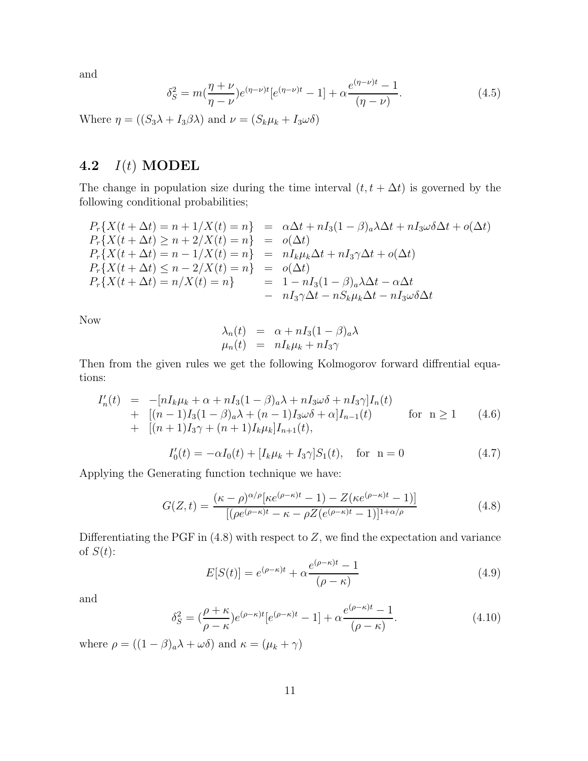and

$$\delta_S^2 = m(\frac{\eta+\nu}{\eta-\nu})e^{(\eta-\nu)t}[e^{(\eta-\nu)t}-1] + \alpha\frac{e^{(\eta-\nu)t}-1}{(\eta-\nu)}. \tag{4.5}$$

Where $\eta = ((S_3\lambda + I_3\beta\lambda)$ and $\nu = (S_k\mu_k + I_3\omega\delta)$

## 4.2 $I(t)$ MODEL

The change in population size during the time interval $(t, t+\Delta t)$ is governed by the following conditional probabilities;

$$\begin{array}{lcl}
P_r\{X(t+\Delta t) = n+1/X(t) = n\} & = & \alpha\Delta t + nI_3(1-\beta)_a\lambda\Delta t + nI_3\omega\delta\Delta t + o(\Delta t) \\
P_r\{X(t+\Delta t) \geq n+2/X(t) = n\} & = & o(\Delta t) \\
P_r\{X(t+\Delta t) = n-1/X(t) = n\} & = & nI_k\mu_k\Delta t + nI_3\gamma\Delta t + o(\Delta t) \\
P_r\{X(t+\Delta t) \leq n-2/X(t) = n\} & = & o(\Delta t) \\
P_r\{X(t+\Delta t) = n/X(t) = n\} & = & 1 - nI_3(1-\beta)_a\lambda\Delta t - \alpha\Delta t \\
 & - & nI_3\gamma\Delta t - nS_k\mu_k\Delta t - nI_3\omega\delta\Delta t
\end{array}$$

Now

$$\begin{array}{lcl}
\lambda_n(t) & = & \alpha + nI_3(1-\beta)_a\lambda \\
\mu_n(t) & = & nI_k\mu_k + nI_3\gamma
\end{array}$$

Then from the given rules we get the following Kolmogorov forward diffrential equations:

$$\begin{array}{lcl}
I_n'(t) & = & -[nI_k\mu_k + \alpha + nI_3(1-\beta)_a\lambda + nI_3\omega\delta + nI_3\gamma]I_n(t) \\
 & + & [(n-1)I_3(1-\beta)_a\lambda + (n-1)I_3\omega\delta + \alpha]I_{n-1}(t) \qquad \text{for } n \geq 1 \\
 & + & [(n+1)I_3\gamma + (n+1)I_k\mu_k]I_{n+1}(t),
\end{array} \tag{4.6}$$

$$I_0'(t) = -\alpha I_0(t) + [I_k\mu_k + I_3\gamma]S_1(t), \quad \text{for } n = 0 \tag{4.7}$$

Applying the Generating function technique we have:

$$G(Z,t) = \frac{(\kappa-\rho)^{\alpha/\rho}[\kappa e^{(\rho-\kappa)t} - 1) - Z(\kappa e^{(\rho-\kappa)t} - 1)]}{[(\rho e^{(\rho-\kappa)t} - \kappa - \rho Z(e^{(\rho-\kappa)t} - 1)]^{1+\alpha/\rho}} \tag{4.8}$$

Differentiating the PGF in (4.8) with respect to $Z$, we find the expectation and variance of $S(t)$:

$$E[S(t)] = e^{(\rho-\kappa)t} + \alpha\frac{e^{(\rho-\kappa)t}-1}{(\rho-\kappa)} \tag{4.9}$$

and

$$\delta_S^2 = (\frac{\rho+\kappa}{\rho-\kappa})e^{(\rho-\kappa)t}[e^{(\rho-\kappa)t}-1] + \alpha\frac{e^{(\rho-\kappa)t}-1}{(\rho-\kappa)}. \tag{4.10}$$

where $\rho = ((1-\beta)_a\lambda + \omega\delta)$ and $\kappa = (\mu_k + \gamma)$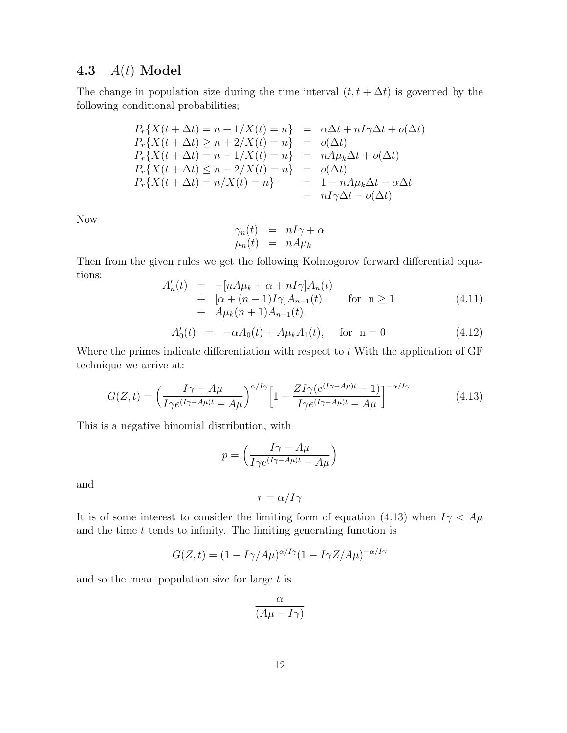### 4.3 $A(t)$ Model

The change in population size during the time interval $(t, t + \Delta t)$ is governed by the following conditional probabilities;

$$
\begin{aligned}
P_r\{X(t+\Delta t) = n+1/X(t) = n\} &= \alpha \Delta t + nI\gamma \Delta t + o(\Delta t) \\
P_r\{X(t+\Delta t) \geq n+2/X(t) = n\} &= o(\Delta t) \\
P_r\{X(t+\Delta t) = n-1/X(t) = n\} &= nA\mu_k \Delta t + o(\Delta t) \\
P_r\{X(t+\Delta t) \leq n-2/X(t) = n\} &= o(\Delta t) \\
P_r\{X(t+\Delta t) = n/X(t) = n\} &= 1 - nA\mu_k \Delta t - \alpha \Delta t \\
&- \; nI\gamma \Delta t - o(\Delta t)
\end{aligned}
$$

Now

$$
\begin{aligned}
\gamma_n(t) &= nI\gamma + \alpha \\
\mu_n(t) &= nA\mu_k
\end{aligned}
$$

Then from the given rules we get the following Kolmogorov forward differential equations:

$$
\begin{aligned}
A_n'(t) &= -[nA\mu_k + \alpha + nI\gamma]A_n(t) \\
&+ \; [\alpha + (n-1)I\gamma]A_{n-1}(t) \qquad \text{for } \; n \geq 1 \\
&+ \; A\mu_k(n+1)A_{n+1}(t),
\end{aligned}
\tag{4.11}
$$

$$
A_0'(t) = -\alpha A_0(t) + A\mu_k A_1(t), \quad \text{for } \; n = 0 \tag{4.12}
$$

Where the primes indicate differentiation with respect to $t$ With the application of GF technique we arrive at:

$$
G(Z,t) = \Big(\frac{I\gamma - A\mu}{I\gamma e^{(I\gamma - A\mu)t} - A\mu}\Big)^{\alpha/I\gamma}\Big[1 - \frac{ZI\gamma(e^{(I\gamma - A\mu)t} - 1)}{I\gamma e^{(I\gamma - A\mu)t} - A\mu}\Big]^{-\alpha/I\gamma} \tag{4.13}
$$

This is a negative binomial distribution, with

$$
p = \Big(\frac{I\gamma - A\mu}{I\gamma e^{(I\gamma - A\mu)t} - A\mu}\Big)
$$

and

$$
r = \alpha / I\gamma
$$

It is of some interest to consider the limiting form of equation (4.13) when $I\gamma < A\mu$ and the time $t$ tends to infinity. The limiting generating function is

$$
G(Z,t) = (1 - I\gamma/A\mu)^{\alpha/I\gamma}(1 - I\gamma Z/A\mu)^{-\alpha/I\gamma}
$$

and so the mean population size for large $t$ is

$$
\frac{\alpha}{(A\mu - I\gamma)}
$$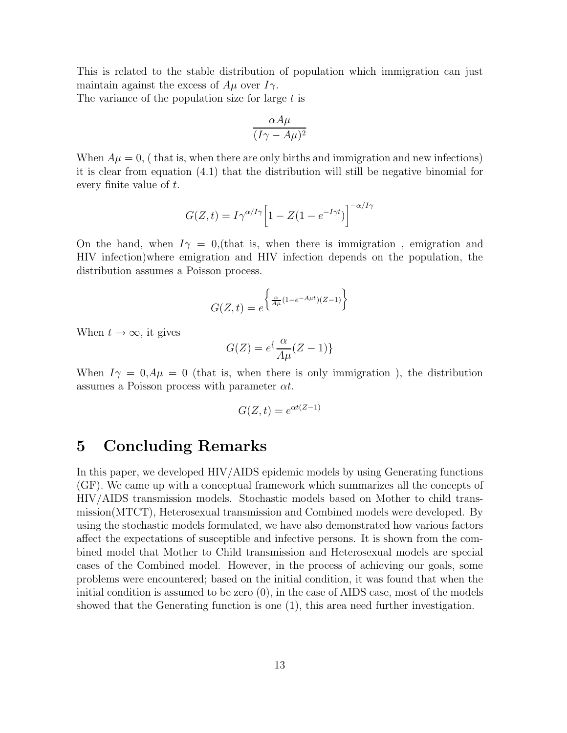This is related to the stable distribution of population which immigration can just maintain against the excess of $A\mu$ over $I\gamma$.
The variance of the population size for large $t$ is

$$\frac{\alpha A\mu}{(I\gamma - A\mu)^2}$$

When $A\mu = 0$, ( that is, when there are only births and immigration and new infections) it is clear from equation (4.1) that the distribution will still be negative binomial for every finite value of $t$.

$$G(Z,t) = I\gamma^{\alpha/I\gamma}\Big[1 - Z(1 - e^{-I\gamma t})\Big]^{-\alpha/I\gamma}$$

On the hand, when $I\gamma = 0$,(that is, when there is immigration , emigration and HIV infection)where emigration and HIV infection depends on the population, the distribution assumes a Poisson process.

$$G(Z,t) = e^{\left\{\frac{\alpha}{A\mu}(1-e^{-A\mu t})(Z-1)\right\}}$$

When $t \to \infty$, it gives

$$G(Z) = e^{\{}\frac{\alpha}{A\mu}(Z-1)\}$$

When $I\gamma = 0, A\mu = 0$ (that is, when there is only immigration ), the distribution assumes a Poisson process with parameter $\alpha t$.

$$G(Z,t) = e^{\alpha t(Z-1)}$$

# 5 Concluding Remarks

In this paper, we developed HIV/AIDS epidemic models by using Generating functions (GF). We came up with a conceptual framework which summarizes all the concepts of HIV/AIDS transmission models. Stochastic models based on Mother to child transmission(MTCT), Heterosexual transmission and Combined models were developed. By using the stochastic models formulated, we have also demonstrated how various factors affect the expectations of susceptible and infective persons. It is shown from the combined model that Mother to Child transmission and Heterosexual models are special cases of the Combined model. However, in the process of achieving our goals, some problems were encountered; based on the initial condition, it was found that when the initial condition is assumed to be zero (0), in the case of AIDS case, most of the models showed that the Generating function is one (1), this area need further investigation.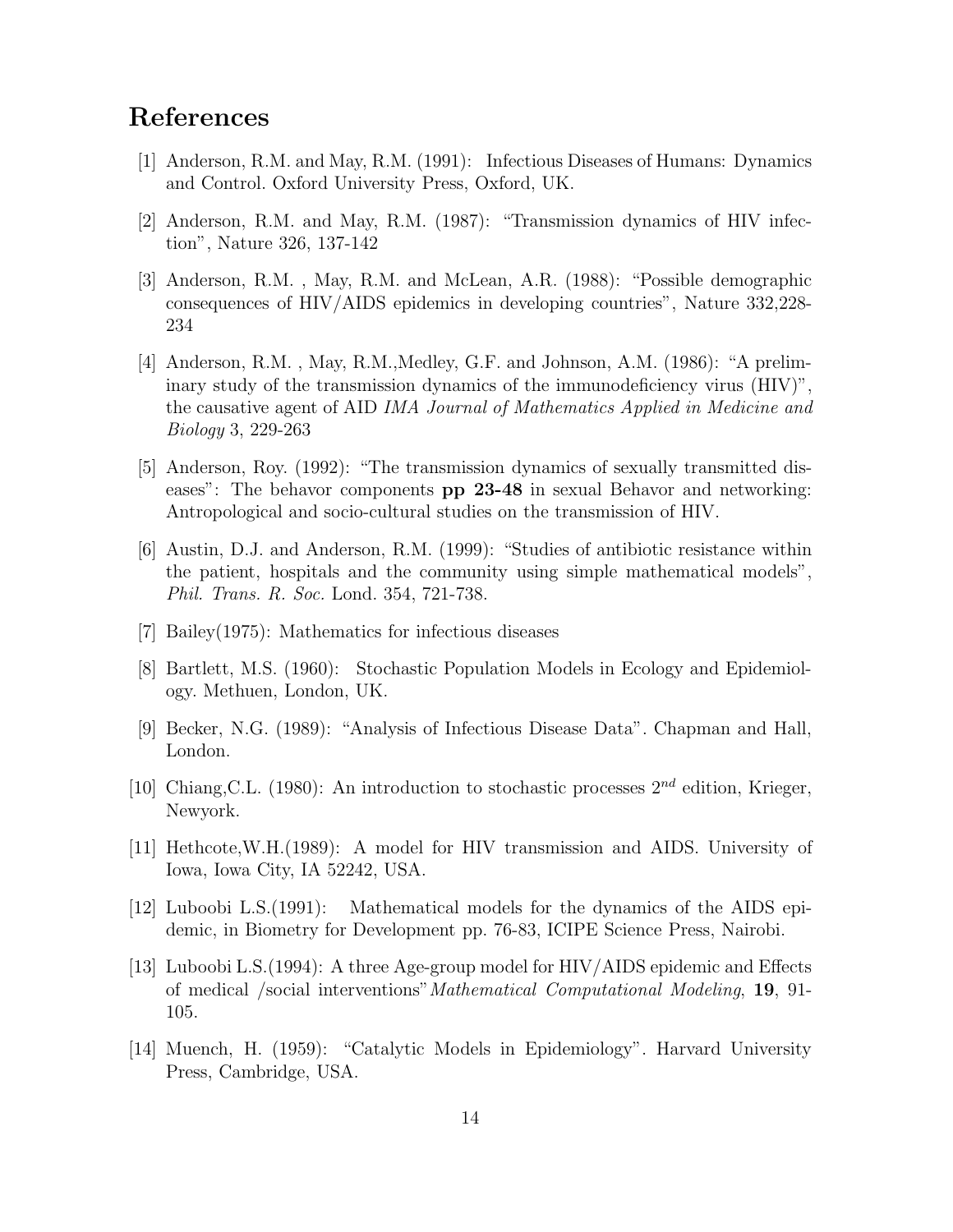# References

[1] Anderson, R.M. and May, R.M. (1991): Infectious Diseases of Humans: Dynamics and Control. Oxford University Press, Oxford, UK.

[2] Anderson, R.M. and May, R.M. (1987): "Transmission dynamics of HIV infection", Nature 326, 137-142

[3] Anderson, R.M. , May, R.M. and McLean, A.R. (1988): "Possible demographic consequences of HIV/AIDS epidemics in developing countries", Nature 332,228-234

[4] Anderson, R.M. , May, R.M.,Medley, G.F. and Johnson, A.M. (1986): "A preliminary study of the transmission dynamics of the immunodeficiency virus (HIV)", the causative agent of AID *IMA Journal of Mathematics Applied in Medicine and Biology* 3, 229-263

[5] Anderson, Roy. (1992): "The transmission dynamics of sexually transmitted diseases": The behavor components **pp 23-48** in sexual Behavor and networking: Antropological and socio-cultural studies on the transmission of HIV.

[6] Austin, D.J. and Anderson, R.M. (1999): "Studies of antibiotic resistance within the patient, hospitals and the community using simple mathematical models", *Phil. Trans. R. Soc.* Lond. 354, 721-738.

[7] Bailey(1975): Mathematics for infectious diseases

[8] Bartlett, M.S. (1960): Stochastic Population Models in Ecology and Epidemiology. Methuen, London, UK.

[9] Becker, N.G. (1989): "Analysis of Infectious Disease Data". Chapman and Hall, London.

[10] Chiang,C.L. (1980): An introduction to stochastic processes $2^{nd}$ edition, Krieger, Newyork.

[11] Hethcote,W.H.(1989): A model for HIV transmission and AIDS. University of Iowa, Iowa City, IA 52242, USA.

[12] Luboobi L.S.(1991): Mathematical models for the dynamics of the AIDS epidemic, in Biometry for Development pp. 76-83, ICIPE Science Press, Nairobi.

[13] Luboobi L.S.(1994): A three Age-group model for HIV/AIDS epidemic and Effects of medical /social interventions"*Mathematical Computational Modeling*, **19**, 91-105.

[14] Muench, H. (1959): "Catalytic Models in Epidemiology". Harvard University Press, Cambridge, USA.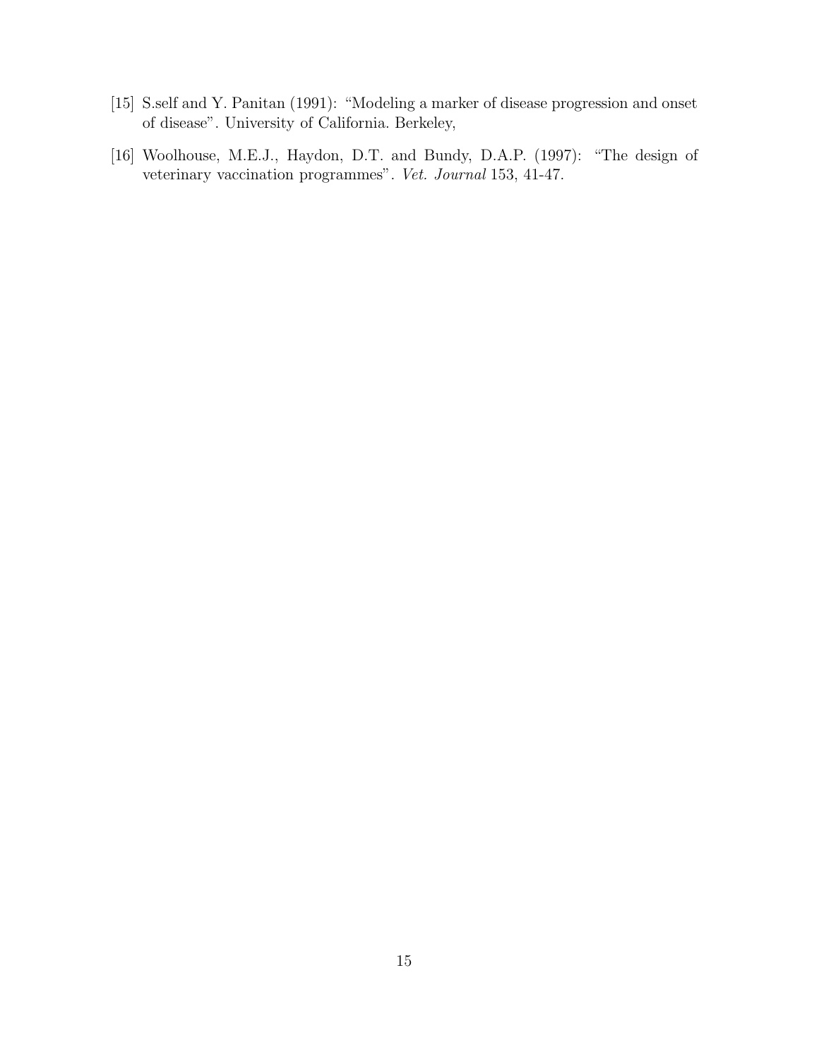[15] S.self and Y. Panitan (1991): "Modeling a marker of disease progression and onset of disease". University of California. Berkeley,

[16] Woolhouse, M.E.J., Haydon, D.T. and Bundy, D.A.P. (1997): "The design of veterinary vaccination programmes". *Vet. Journal* 153, 41-47.